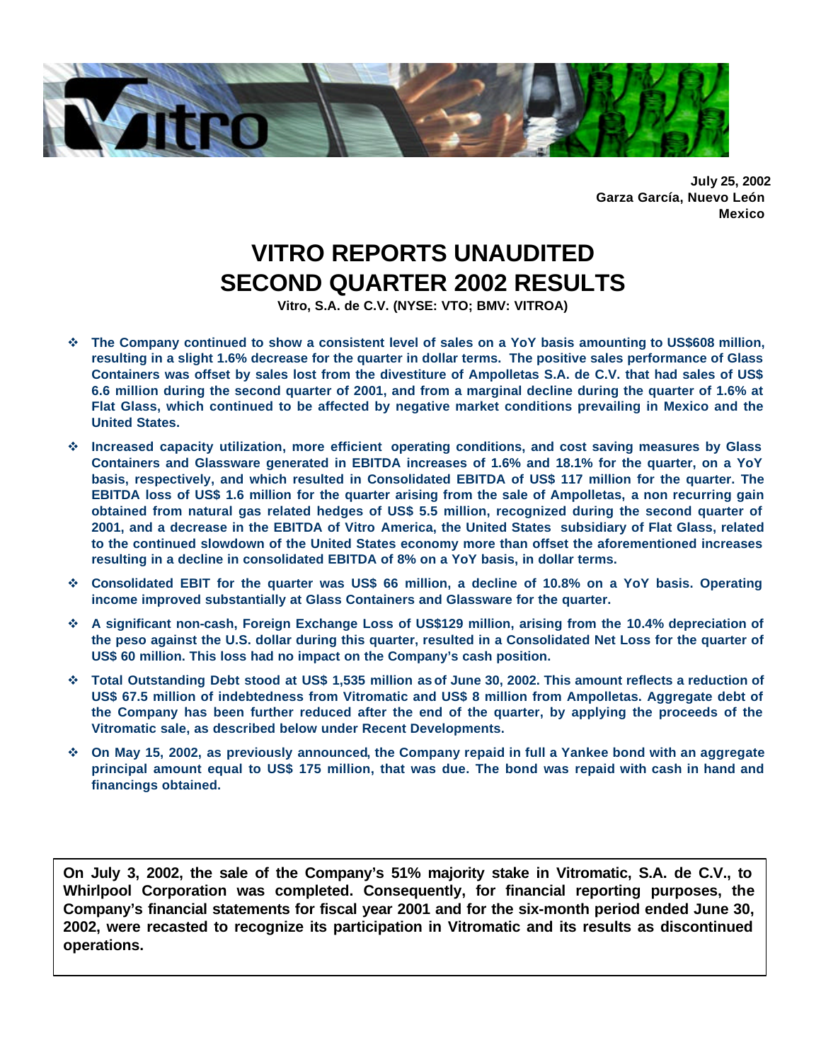**July 25, 2002**
**Garza García, Nuevo León**
**Mexico**

# VITRO REPORTS UNAUDITED SECOND QUARTER 2002 RESULTS

**Vitro, S.A. de C.V. (NYSE: VTO; BMV: VITROA)**

- **The Company continued to show a consistent level of sales on a YoY basis amounting to US$608 million, resulting in a slight 1.6% decrease for the quarter in dollar terms. The positive sales performance of Glass Containers was offset by sales lost from the divestiture of Ampolletas S.A. de C.V. that had sales of US$ 6.6 million during the second quarter of 2001, and from a marginal decline during the quarter of 1.6% at Flat Glass, which continued to be affected by negative market conditions prevailing in Mexico and the United States.**
- **Increased capacity utilization, more efficient operating conditions, and cost saving measures by Glass Containers and Glassware generated in EBITDA increases of 1.6% and 18.1% for the quarter, on a YoY basis, respectively, and which resulted in Consolidated EBITDA of US$ 117 million for the quarter. The EBITDA loss of US$ 1.6 million for the quarter arising from the sale of Ampolletas, a non recurring gain obtained from natural gas related hedges of US$ 5.5 million, recognized during the second quarter of 2001, and a decrease in the EBITDA of Vitro America, the United States subsidiary of Flat Glass, related to the continued slowdown of the United States economy more than offset the aforementioned increases resulting in a decline in consolidated EBITDA of 8% on a YoY basis, in dollar terms.**
- **Consolidated EBIT for the quarter was US$ 66 million, a decline of 10.8% on a YoY basis. Operating income improved substantially at Glass Containers and Glassware for the quarter.**
- **A significant non-cash, Foreign Exchange Loss of US$129 million, arising from the 10.4% depreciation of the peso against the U.S. dollar during this quarter, resulted in a Consolidated Net Loss for the quarter of US$ 60 million. This loss had no impact on the Company's cash position.**
- **Total Outstanding Debt stood at US$ 1,535 million as of June 30, 2002. This amount reflects a reduction of US$ 67.5 million of indebtedness from Vitromatic and US$ 8 million from Ampolletas. Aggregate debt of the Company has been further reduced after the end of the quarter, by applying the proceeds of the Vitromatic sale, as described below under Recent Developments.**
- **On May 15, 2002, as previously announced, the Company repaid in full a Yankee bond with an aggregate principal amount equal to US$ 175 million, that was due. The bond was repaid with cash in hand and financings obtained.**

**On July 3, 2002, the sale of the Company's 51% majority stake in Vitromatic, S.A. de C.V., to Whirlpool Corporation was completed. Consequently, for financial reporting purposes, the Company's financial statements for fiscal year 2001 and for the six-month period ended June 30, 2002, were recasted to recognize its participation in Vitromatic and its results as discontinued operations.**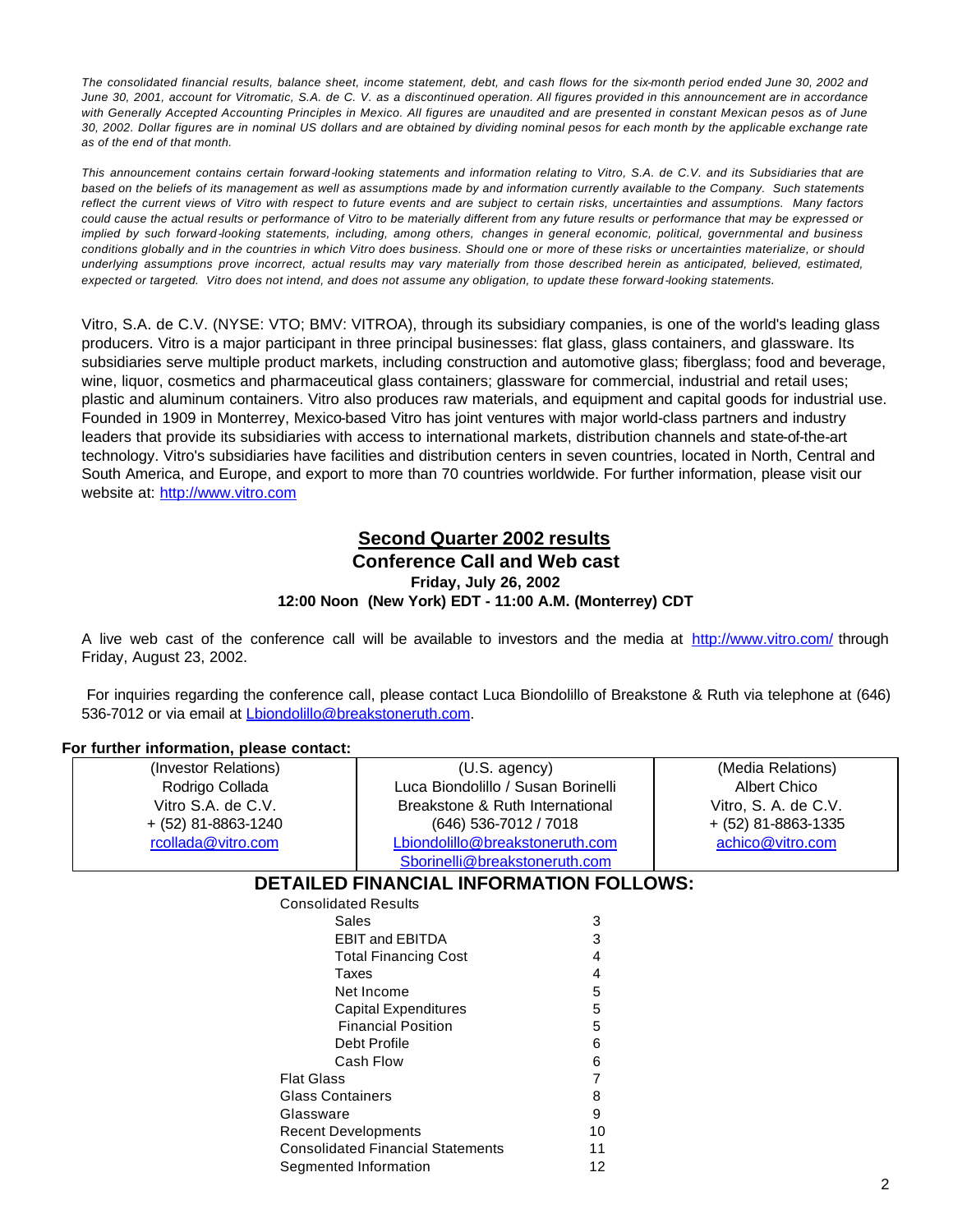*The consolidated financial results, balance sheet, income statement, debt, and cash flows for the six-month period ended June 30, 2002 and June 30, 2001, account for Vitromatic, S.A. de C. V. as a discontinued operation. All figures provided in this announcement are in accordance with Generally Accepted Accounting Principles in Mexico. All figures are unaudited and are presented in constant Mexican pesos as of June 30, 2002. Dollar figures are in nominal US dollars and are obtained by dividing nominal pesos for each month by the applicable exchange rate as of the end of that month.*

*This announcement contains certain forward-looking statements and information relating to Vitro, S.A. de C.V. and its Subsidiaries that are based on the beliefs of its management as well as assumptions made by and information currently available to the Company. Such statements reflect the current views of Vitro with respect to future events and are subject to certain risks, uncertainties and assumptions. Many factors could cause the actual results or performance of Vitro to be materially different from any future results or performance that may be expressed or implied by such forward-looking statements, including, among others, changes in general economic, political, governmental and business conditions globally and in the countries in which Vitro does business. Should one or more of these risks or uncertainties materialize, or should underlying assumptions prove incorrect, actual results may vary materially from those described herein as anticipated, believed, estimated, expected or targeted. Vitro does not intend, and does not assume any obligation, to update these forward-looking statements.*

Vitro, S.A. de C.V. (NYSE: VTO; BMV: VITROA), through its subsidiary companies, is one of the world's leading glass producers. Vitro is a major participant in three principal businesses: flat glass, glass containers, and glassware. Its subsidiaries serve multiple product markets, including construction and automotive glass; fiberglass; food and beverage, wine, liquor, cosmetics and pharmaceutical glass containers; glassware for commercial, industrial and retail uses; plastic and aluminum containers. Vitro also produces raw materials, and equipment and capital goods for industrial use. Founded in 1909 in Monterrey, Mexico-based Vitro has joint ventures with major world-class partners and industry leaders that provide its subsidiaries with access to international markets, distribution channels and state-of-the-art technology. Vitro's subsidiaries have facilities and distribution centers in seven countries, located in North, Central and South America, and Europe, and export to more than 70 countries worldwide. For further information, please visit our website at: http://www.vitro.com

## Second Quarter 2002 results

### Conference Call and Web cast

**Friday, July 26, 2002**

**12:00 Noon (New York) EDT - 11:00 A.M. (Monterrey) CDT**

A live web cast of the conference call will be available to investors and the media at http://www.vitro.com/ through Friday, August 23, 2002.

For inquiries regarding the conference call, please contact Luca Biondolillo of Breakstone & Ruth via telephone at (646) 536-7012 or via email at Lbiondolillo@breakstoneruth.com.

**For further information, please contact:**

| (Investor Relations) | (U.S. agency) | (Media Relations) |
|---|---|---|
| Rodrigo Collada | Luca Biondolillo / Susan Borinelli | Albert Chico |
| Vitro S.A. de C.V. | Breakstone & Ruth International | Vitro, S. A. de C.V. |
| + (52) 81-8863-1240 | (646) 536-7012 / 7018 | + (52) 81-8863-1335 |
| rcollada@vitro.com | Lbiondolillo@breakstoneruth.com | achico@vitro.com |
| | Sborinelli@breakstoneruth.com | |

## DETAILED FINANCIAL INFORMATION FOLLOWS:

| | |
|---|---|
| Consolidated Results | |
| Sales | 3 |
| EBIT and EBITDA | 3 |
| Total Financing Cost | 4 |
| Taxes | 4 |
| Net Income | 5 |
| Capital Expenditures | 5 |
| Financial Position | 5 |
| Debt Profile | 6 |
| Cash Flow | 6 |
| Flat Glass | 7 |
| Glass Containers | 8 |
| Glassware | 9 |
| Recent Developments | 10 |
| Consolidated Financial Statements | 11 |
| Segmented Information | 12 |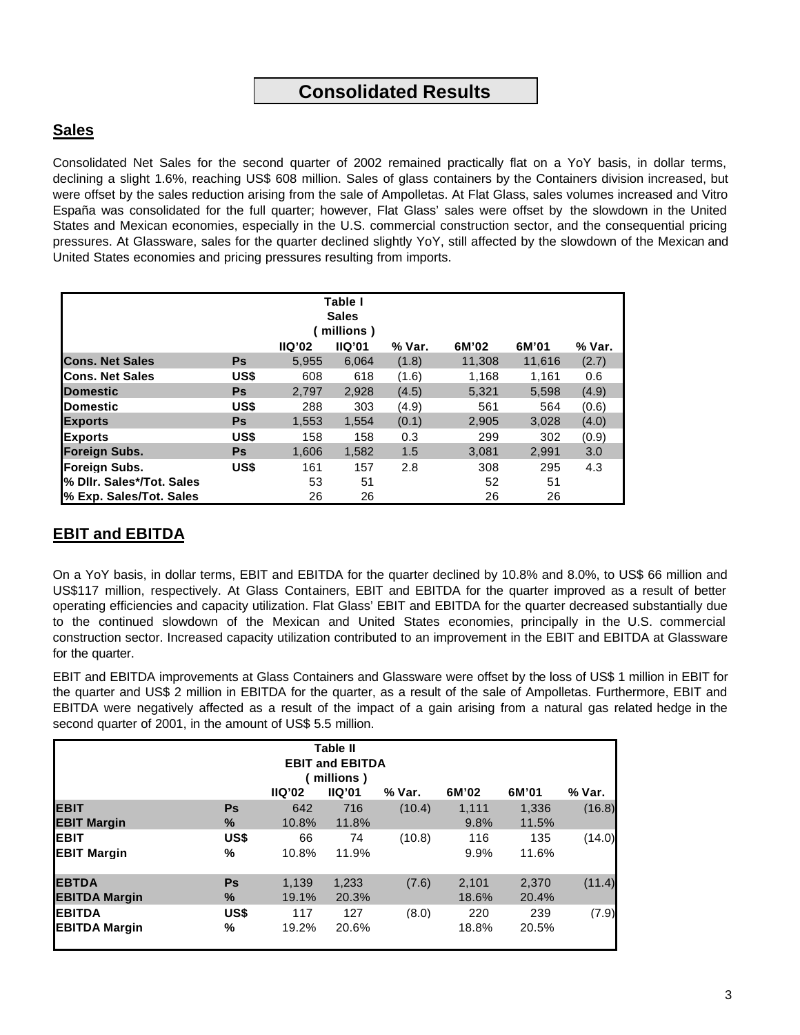# Consolidated Results

## Sales

Consolidated Net Sales for the second quarter of 2002 remained practically flat on a YoY basis, in dollar terms, declining a slight 1.6%, reaching US$ 608 million. Sales of glass containers by the Containers division increased, but were offset by the sales reduction arising from the sale of Ampolletas. At Flat Glass, sales volumes increased and Vitro España was consolidated for the full quarter; however, Flat Glass' sales were offset by the slowdown in the United States and Mexican economies, especially in the U.S. commercial construction sector, and the consequential pricing pressures. At Glassware, sales for the quarter declined slightly YoY, still affected by the slowdown of the Mexican and United States economies and pricing pressures resulting from imports.

| Table I Sales ( millions ) | | | | | | | |
|---|---|---|---|---|---|---|---|
| | | IIQ'02 | IIQ'01 | % Var. | 6M'02 | 6M'01 | % Var. |
| **Cons. Net Sales** | **Ps** | 5,955 | 6,064 | (1.8) | 11,308 | 11,616 | (2.7) |
| **Cons. Net Sales** | **US$** | 608 | 618 | (1.6) | 1,168 | 1,161 | 0.6 |
| **Domestic** | **Ps** | 2,797 | 2,928 | (4.5) | 5,321 | 5,598 | (4.9) |
| **Domestic** | **US$** | 288 | 303 | (4.9) | 561 | 564 | (0.6) |
| **Exports** | **Ps** | 1,553 | 1,554 | (0.1) | 2,905 | 3,028 | (4.0) |
| **Exports** | **US$** | 158 | 158 | 0.3 | 299 | 302 | (0.9) |
| **Foreign Subs.** | **Ps** | 1,606 | 1,582 | 1.5 | 3,081 | 2,991 | 3.0 |
| **Foreign Subs.** | **US$** | 161 | 157 | 2.8 | 308 | 295 | 4.3 |
| **% Dllr. Sales*/Tot. Sales** | | 53 | 51 | | 52 | 51 | |
| **% Exp. Sales/Tot. Sales** | | 26 | 26 | | 26 | 26 | |

## EBIT and EBITDA

On a YoY basis, in dollar terms, EBIT and EBITDA for the quarter declined by 10.8% and 8.0%, to US$ 66 million and US$117 million, respectively. At Glass Containers, EBIT and EBITDA for the quarter improved as a result of better operating efficiencies and capacity utilization. Flat Glass' EBIT and EBITDA for the quarter decreased substantially due to the continued slowdown of the Mexican and United States economies, principally in the U.S. commercial construction sector. Increased capacity utilization contributed to an improvement in the EBIT and EBITDA at Glassware for the quarter.

EBIT and EBITDA improvements at Glass Containers and Glassware were offset by the loss of US$ 1 million in EBIT for the quarter and US$ 2 million in EBITDA for the quarter, as a result of the sale of Ampolletas. Furthermore, EBIT and EBITDA were negatively affected as a result of the impact of a gain arising from a natural gas related hedge in the second quarter of 2001, in the amount of US$ 5.5 million.

| Table II EBIT and EBITDA ( millions ) | | | | | | | |
|---|---|---|---|---|---|---|---|
| | | IIQ'02 | IIQ'01 | % Var. | 6M'02 | 6M'01 | % Var. |
| **EBIT** | **Ps** | 642 | 716 | (10.4) | 1,111 | 1,336 | (16.8) |
| **EBIT Margin** | **%** | 10.8% | 11.8% | | 9.8% | 11.5% | |
| **EBIT** | **US$** | 66 | 74 | (10.8) | 116 | 135 | (14.0) |
| **EBIT Margin** | **%** | 10.8% | 11.9% | | 9.9% | 11.6% | |
| **EBTDA** | **Ps** | 1,139 | 1,233 | (7.6) | 2,101 | 2,370 | (11.4) |
| **EBITDA Margin** | **%** | 19.1% | 20.3% | | 18.6% | 20.4% | |
| **EBITDA** | **US$** | 117 | 127 | (8.0) | 220 | 239 | (7.9) |
| **EBITDA Margin** | **%** | 19.2% | 20.6% | | 18.8% | 20.5% | |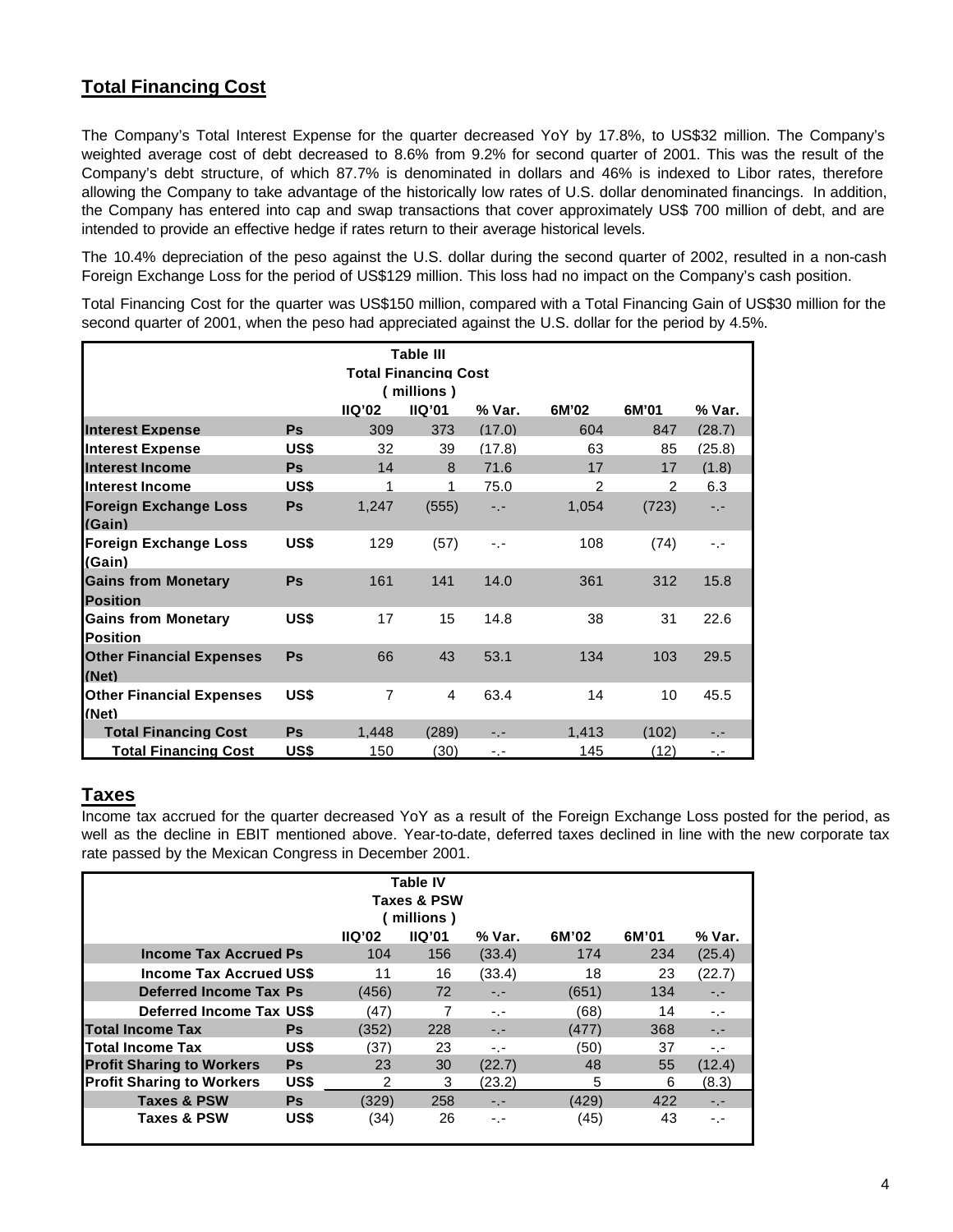## Total Financing Cost

The Company's Total Interest Expense for the quarter decreased YoY by 17.8%, to US$32 million. The Company's weighted average cost of debt decreased to 8.6% from 9.2% for second quarter of 2001. This was the result of the Company's debt structure, of which 87.7% is denominated in dollars and 46% is indexed to Libor rates, therefore allowing the Company to take advantage of the historically low rates of U.S. dollar denominated financings. In addition, the Company has entered into cap and swap transactions that cover approximately US$ 700 million of debt, and are intended to provide an effective hedge if rates return to their average historical levels.

The 10.4% depreciation of the peso against the U.S. dollar during the second quarter of 2002, resulted in a non-cash Foreign Exchange Loss for the period of US$129 million. This loss had no impact on the Company's cash position.

Total Financing Cost for the quarter was US$150 million, compared with a Total Financing Gain of US$30 million for the second quarter of 2001, when the peso had appreciated against the U.S. dollar for the period by 4.5%.

**Table III**
**Total Financing Cost**
**( millions )**

| | | IIQ'02 | IIQ'01 | % Var. | 6M'02 | 6M'01 | % Var. |
|---|---|---|---|---|---|---|---|
| **Interest Expense** | **Ps** | 309 | 373 | (17.0) | 604 | 847 | (28.7) |
| **Interest Expense** | **US$** | 32 | 39 | (17.8) | 63 | 85 | (25.8) |
| **Interest Income** | **Ps** | 14 | 8 | 71.6 | 17 | 17 | (1.8) |
| **Interest Income** | **US$** | 1 | 1 | 75.0 | 2 | 2 | 6.3 |
| **Foreign Exchange Loss (Gain)** | **Ps** | 1,247 | (555) | -.- | 1,054 | (723) | -.- |
| **Foreign Exchange Loss (Gain)** | **US$** | 129 | (57) | -.- | 108 | (74) | -.- |
| **Gains from Monetary Position** | **Ps** | 161 | 141 | 14.0 | 361 | 312 | 15.8 |
| **Gains from Monetary Position** | **US$** | 17 | 15 | 14.8 | 38 | 31 | 22.6 |
| **Other Financial Expenses (Net)** | **Ps** | 66 | 43 | 53.1 | 134 | 103 | 29.5 |
| **Other Financial Expenses (Net)** | **US$** | 7 | 4 | 63.4 | 14 | 10 | 45.5 |
| **Total Financing Cost** | **Ps** | 1,448 | (289) | -.- | 1,413 | (102) | -.- |
| **Total Financing Cost** | **US$** | 150 | (30) | -.- | 145 | (12) | -.- |

## Taxes

Income tax accrued for the quarter decreased YoY as a result of the Foreign Exchange Loss posted for the period, as well as the decline in EBIT mentioned above. Year-to-date, deferred taxes declined in line with the new corporate tax rate passed by the Mexican Congress in December 2001.

**Table IV**
**Taxes & PSW**
**( millions )**

| | | IIQ'02 | IIQ'01 | % Var. | 6M'02 | 6M'01 | % Var. |
|---|---|---|---|---|---|---|---|
| **Income Tax Accrued** | **Ps** | 104 | 156 | (33.4) | 174 | 234 | (25.4) |
| **Income Tax Accrued** | **US$** | 11 | 16 | (33.4) | 18 | 23 | (22.7) |
| **Deferred Income Tax** | **Ps** | (456) | 72 | -.- | (651) | 134 | -.- |
| **Deferred Income Tax** | **US$** | (47) | 7 | -.- | (68) | 14 | -.- |
| **Total Income Tax** | **Ps** | (352) | 228 | -.- | (477) | 368 | -.- |
| **Total Income Tax** | **US$** | (37) | 23 | -.- | (50) | 37 | -.- |
| **Profit Sharing to Workers** | **Ps** | 23 | 30 | (22.7) | 48 | 55 | (12.4) |
| **Profit Sharing to Workers** | **US$** | 2 | 3 | (23.2) | 5 | 6 | (8.3) |
| **Taxes & PSW** | **Ps** | (329) | 258 | -.- | (429) | 422 | -.- |
| **Taxes & PSW** | **US$** | (34) | 26 | -.- | (45) | 43 | -.- |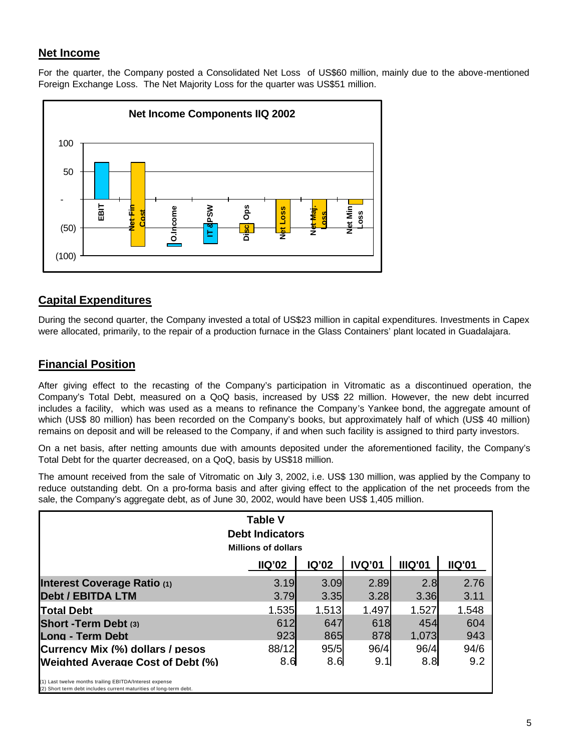## Net Income

For the quarter, the Company posted a Consolidated Net Loss of US$60 million, mainly due to the above-mentioned Foreign Exchange Loss. The Net Majority Loss for the quarter was US$51 million.

**Net Income Components IIQ 2002**

## Capital Expenditures

During the second quarter, the Company invested a total of US$23 million in capital expenditures. Investments in Capex were allocated, primarily, to the repair of a production furnace in the Glass Containers' plant located in Guadalajara.

## Financial Position

After giving effect to the recasting of the Company's participation in Vitromatic as a discontinued operation, the Company's Total Debt, measured on a QoQ basis, increased by US$ 22 million. However, the new debt incurred includes a facility, which was used as a means to refinance the Company's Yankee bond, the aggregate amount of which (US$ 80 million) has been recorded on the Company's books, but approximately half of which (US$ 40 million) remains on deposit and will be released to the Company, if and when such facility is assigned to third party investors.

On a net basis, after netting amounts due with amounts deposited under the aforementioned facility, the Company's Total Debt for the quarter decreased, on a QoQ, basis by US$18 million.

The amount received from the sale of Vitromatic on July 3, 2002, i.e. US$ 130 million, was applied by the Company to reduce outstanding debt. On a pro-forma basis and after giving effect to the application of the net proceeds from the sale, the Company's aggregate debt, as of June 30, 2002, would have been US$ 1,405 million.

**Table V**
**Debt Indicators**
**Millions of dollars**

| | IIQ'02 | IQ'02 | IVQ'01 | IIIQ'01 | IIQ'01 |
|---|---|---|---|---|---|
| **Interest Coverage Ratio (1)** | 3.19 | 3.09 | 2.89 | 2.8 | 2.76 |
| **Debt / EBITDA LTM** | 3.79 | 3.35 | 3.28 | 3.36 | 3.11 |
| **Total Debt** | 1,535 | 1,513 | 1,497 | 1,527 | 1,548 |
| **Short -Term Debt (3)** | 612 | 647 | 618 | 454 | 604 |
| **Long - Term Debt** | 923 | 865 | 878 | 1,073 | 943 |
| **Currency Mix (%) dollars / pesos** | 88/12 | 95/5 | 96/4 | 96/4 | 94/6 |
| **Weighted Average Cost of Debt (%)** | 8.6 | 8.6 | 9.1 | 8.8 | 9.2 |

(1) Last twelve months trailing EBITDA/Interest expense
(2) Short term debt includes current maturities of long-term debt.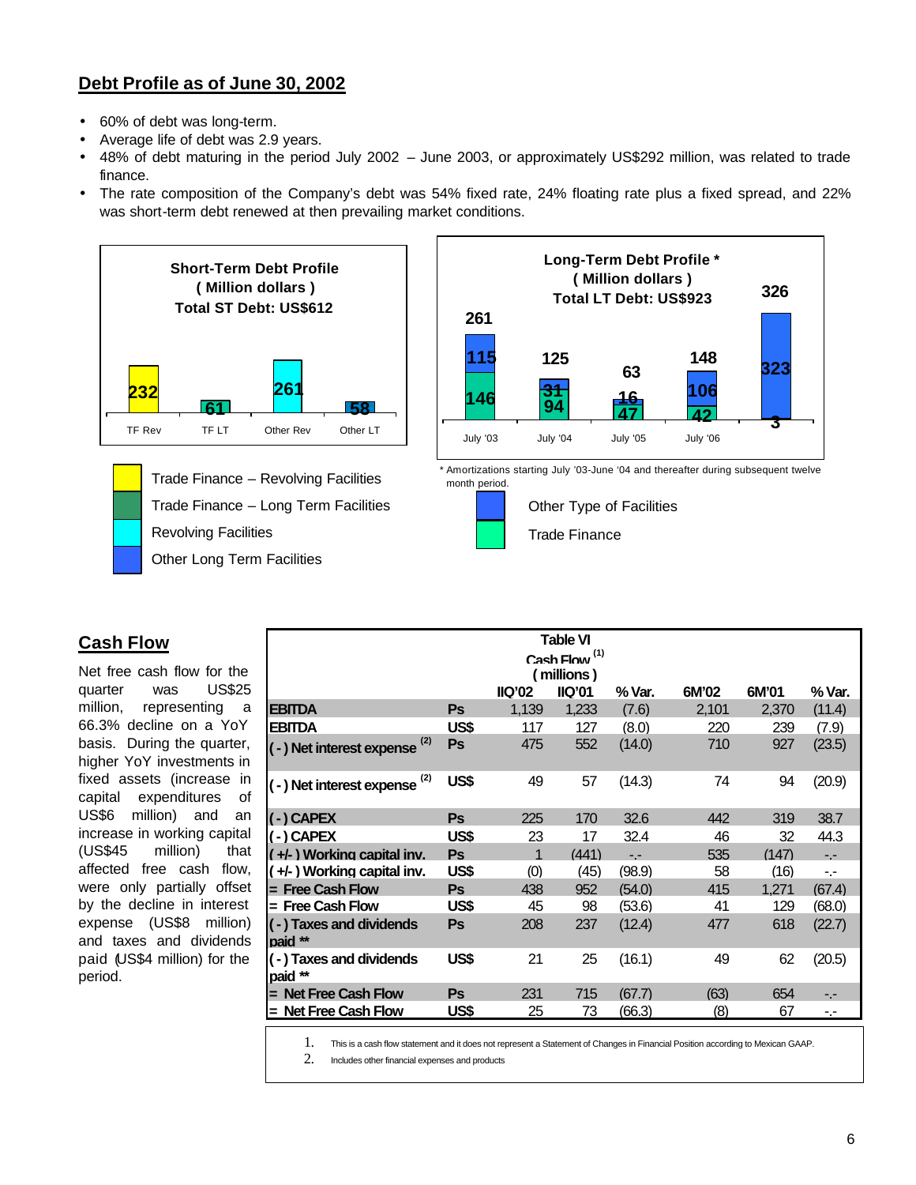## Debt Profile as of June 30, 2002

- 60% of debt was long-term.
- Average life of debt was 2.9 years.
- 48% of debt maturing in the period July 2002 – June 2003, or approximately US$292 million, was related to trade finance.
- The rate composition of the Company's debt was 54% fixed rate, 24% floating rate plus a fixed spread, and 22% was short-term debt renewed at then prevailing market conditions.

**Short-Term Debt Profile**
**( Million dollars )**
**Total ST Debt: US$612**

| TF Rev | TF LT | Other Rev | Other LT |
|---|---|---|---|
| 232 | 61 | 261 | 58 |

- Trade Finance – Revolving Facilities
- Trade Finance – Long Term Facilities
- Revolving Facilities
- Other Long Term Facilities

**Long-Term Debt Profile ***
**( Million dollars )**
**Total LT Debt: US$923**

| | July '03 | July '04 | July '05 | July '06 | |
|---|---|---|---|---|---|
| Total | 261 | 125 | 63 | 148 | 326 |
| Other Type of Facilities | 115 | 31 | 16 | 106 | 323 |
| Trade Finance | 146 | 94 | 47 | 42 | 3 |

* Amortizations starting July '03-June '04 and thereafter during subsequent twelve month period.

- Other Type of Facilities
- Trade Finance

## Cash Flow

Net free cash flow for the quarter was US$25 million, representing a 66.3% decline on a YoY basis. During the quarter, higher YoY investments in fixed assets (increase in capital expenditures of US$6 million) and an increase in working capital (US$45 million) that affected free cash flow, were only partially offset by the decline in interest expense (US$8 million) and taxes and dividends paid (US$4 million) for the period.

**Table VI**
**Cash Flow [1]**
**( millions )**

| | | IIQ'02 | IIQ'01 | % Var. | 6M'02 | 6M'01 | % Var. |
|---|---|---|---|---|---|---|---|
| **EBITDA** | Ps | 1,139 | 1,233 | (7.6) | 2,101 | 2,370 | (11.4) |
| **EBITDA** | US$ | 117 | 127 | (8.0) | 220 | 239 | (7.9) |
| **( - ) Net interest expense [2]** | Ps | 475 | 552 | (14.0) | 710 | 927 | (23.5) |
| **( - ) Net interest expense [2]** | US$ | 49 | 57 | (14.3) | 74 | 94 | (20.9) |
| **( - ) CAPEX** | Ps | 225 | 170 | 32.6 | 442 | 319 | 38.7 |
| **( - ) CAPEX** | US$ | 23 | 17 | 32.4 | 46 | 32 | 44.3 |
| **( +/- ) Working capital inv.** | Ps | 1 | (441) | -.- | 535 | (147) | -.- |
| **( +/- ) Working capital inv.** | US$ | (0) | (45) | (98.9) | 58 | (16) | -.- |
| **= Free Cash Flow** | Ps | 438 | 952 | (54.0) | 415 | 1,271 | (67.4) |
| **= Free Cash Flow** | US$ | 45 | 98 | (53.6) | 41 | 129 | (68.0) |
| **( - ) Taxes and dividends paid **** | Ps | 208 | 237 | (12.4) | 477 | 618 | (22.7) |
| **( - ) Taxes and dividends paid **** | US$ | 21 | 25 | (16.1) | 49 | 62 | (20.5) |
| **= Net Free Cash Flow** | Ps | 231 | 715 | (67.7) | (63) | 654 | -.- |
| **= Net Free Cash Flow** | US$ | 25 | 73 | (66.3) | (8) | 67 | -.- |

1. This is a cash flow statement and it does not represent a Statement of Changes in Financial Position according to Mexican GAAP.
2. Includes other financial expenses and products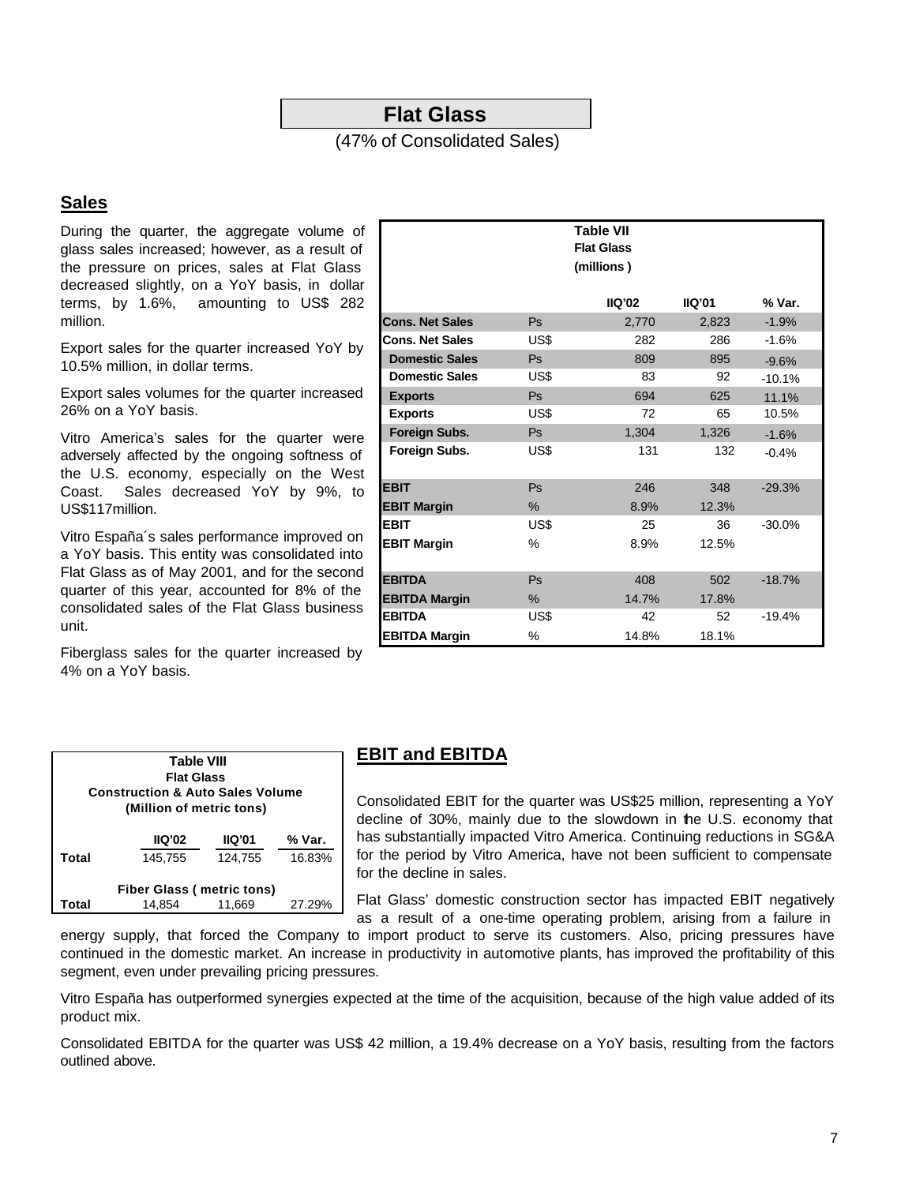# Flat Glass

(47% of Consolidated Sales)

## Sales

During the quarter, the aggregate volume of glass sales increased; however, as a result of the pressure on prices, sales at Flat Glass decreased slightly, on a YoY basis, in dollar terms, by 1.6%, amounting to US$ 282 million.

Export sales for the quarter increased YoY by 10.5% million, in dollar terms.

Export sales volumes for the quarter increased 26% on a YoY basis.

Vitro America's sales for the quarter were adversely affected by the ongoing softness of the U.S. economy, especially on the West Coast. Sales decreased YoY by 9%, to US$117million.

Vitro España´s sales performance improved on a YoY basis. This entity was consolidated into Flat Glass as of May 2001, and for the second quarter of this year, accounted for 8% of the consolidated sales of the Flat Glass business unit.

Fiberglass sales for the quarter increased by 4% on a YoY basis.

**Table VII**
**Flat Glass**
**(millions )**

| | | IIQ'02 | IIQ'01 | % Var. |
|---|---|---|---|---|
| **Cons. Net Sales** | Ps | 2,770 | 2,823 | -1.9% |
| **Cons. Net Sales** | US$ | 282 | 286 | -1.6% |
| **Domestic Sales** | Ps | 809 | 895 | -9.6% |
| **Domestic Sales** | US$ | 83 | 92 | -10.1% |
| **Exports** | Ps | 694 | 625 | 11.1% |
| **Exports** | US$ | 72 | 65 | 10.5% |
| **Foreign Subs.** | Ps | 1,304 | 1,326 | -1.6% |
| **Foreign Subs.** | US$ | 131 | 132 | -0.4% |
| **EBIT** | Ps | 246 | 348 | -29.3% |
| **EBIT Margin** | % | 8.9% | 12.3% | |
| **EBIT** | US$ | 25 | 36 | -30.0% |
| **EBIT Margin** | % | 8.9% | 12.5% | |
| **EBITDA** | Ps | 408 | 502 | -18.7% |
| **EBITDA Margin** | % | 14.7% | 17.8% | |
| **EBITDA** | US$ | 42 | 52 | -19.4% |
| **EBITDA Margin** | % | 14.8% | 18.1% | |

**Table VIII**
**Flat Glass**
**Construction & Auto Sales Volume**
**(Million of metric tons)**

| | IIQ'02 | IIQ'01 | % Var. |
|---|---|---|---|
| **Total** | 145,755 | 124,755 | 16.83% |
| **Fiber Glass ( metric tons)** | | | |
| **Total** | 14,854 | 11,669 | 27.29% |

## EBIT and EBITDA

Consolidated EBIT for the quarter was US$25 million, representing a YoY decline of 30%, mainly due to the slowdown in the U.S. economy that has substantially impacted Vitro America. Continuing reductions in SG&A for the period by Vitro America, have not been sufficient to compensate for the decline in sales.

Flat Glass' domestic construction sector has impacted EBIT negatively as a result of a one-time operating problem, arising from a failure in energy supply, that forced the Company to import product to serve its customers. Also, pricing pressures have continued in the domestic market. An increase in productivity in automotive plants, has improved the profitability of this segment, even under prevailing pricing pressures.

Vitro España has outperformed synergies expected at the time of the acquisition, because of the high value added of its product mix.

Consolidated EBITDA for the quarter was US$ 42 million, a 19.4% decrease on a YoY basis, resulting from the factors outlined above.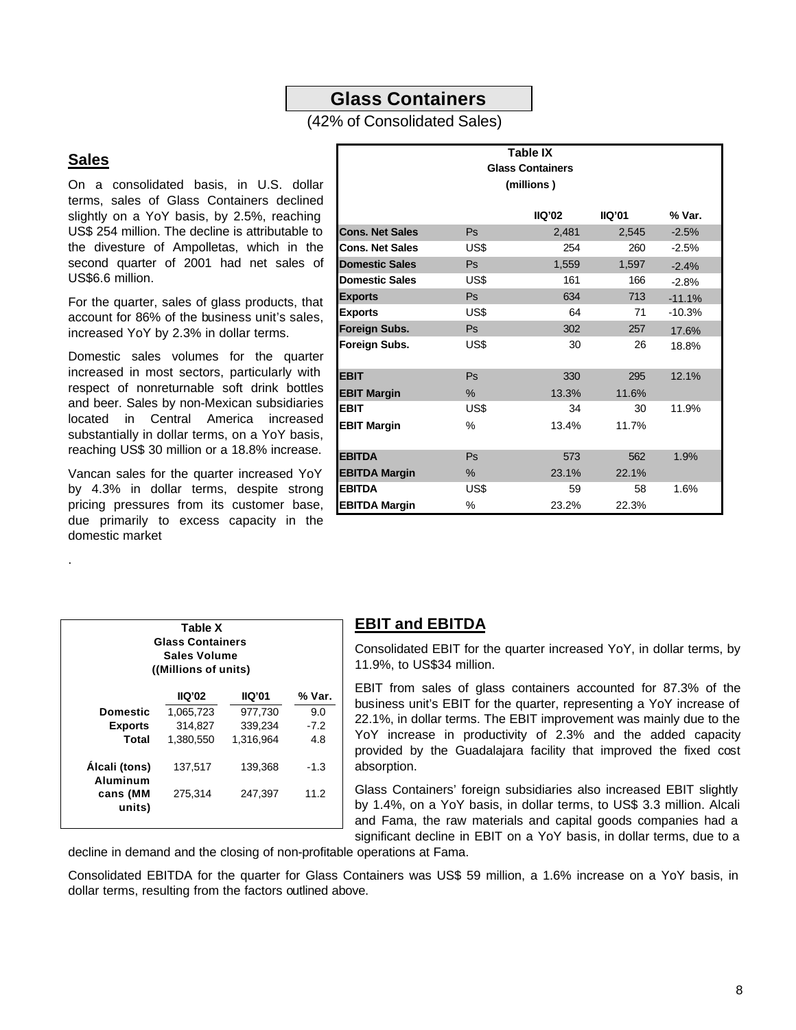# Glass Containers

(42% of Consolidated Sales)

## Sales

On a consolidated basis, in U.S. dollar terms, sales of Glass Containers declined slightly on a YoY basis, by 2.5%, reaching US$ 254 million. The decline is attributable to the divesture of Ampolletas, which in the second quarter of 2001 had net sales of US$6.6 million.

For the quarter, sales of glass products, that account for 86% of the business unit's sales, increased YoY by 2.3% in dollar terms.

Domestic sales volumes for the quarter increased in most sectors, particularly with respect of nonreturnable soft drink bottles and beer. Sales by non-Mexican subsidiaries located in Central America increased substantially in dollar terms, on a YoY basis, reaching US$ 30 million or a 18.8% increase.

Vancan sales for the quarter increased YoY by 4.3% in dollar terms, despite strong pricing pressures from its customer base, due primarily to excess capacity in the domestic market

.

**Table IX**
**Glass Containers**
**(millions )**

| | | IIQ'02 | IIQ'01 | % Var. |
|---|---|---|---|---|
| **Cons. Net Sales** | Ps | 2,481 | 2,545 | -2.5% |
| **Cons. Net Sales** | US$ | 254 | 260 | -2.5% |
| **Domestic Sales** | Ps | 1,559 | 1,597 | -2.4% |
| **Domestic Sales** | US$ | 161 | 166 | -2.8% |
| **Exports** | Ps | 634 | 713 | -11.1% |
| **Exports** | US$ | 64 | 71 | -10.3% |
| **Foreign Subs.** | Ps | 302 | 257 | 17.6% |
| **Foreign Subs.** | US$ | 30 | 26 | 18.8% |
| **EBIT** | Ps | 330 | 295 | 12.1% |
| **EBIT Margin** | % | 13.3% | 11.6% | |
| **EBIT** | US$ | 34 | 30 | 11.9% |
| **EBIT Margin** | % | 13.4% | 11.7% | |
| **EBITDA** | Ps | 573 | 562 | 1.9% |
| **EBITDA Margin** | % | 23.1% | 22.1% | |
| **EBITDA** | US$ | 59 | 58 | 1.6% |
| **EBITDA Margin** | % | 23.2% | 22.3% | |

**Table X**
**Glass Containers**
**Sales Volume**
**((Millions of units)**

| | IIQ'02 | IIQ'01 | % Var. |
|---|---|---|---|
| **Domestic** | 1,065,723 | 977,730 | 9.0 |
| **Exports** | 314,827 | 339,234 | -7.2 |
| **Total** | 1,380,550 | 1,316,964 | 4.8 |
| **Álcali (tons)** | 137,517 | 139,368 | -1.3 |
| **Aluminum cans (MM units)** | 275,314 | 247,397 | 11.2 |

## EBIT and EBITDA

Consolidated EBIT for the quarter increased YoY, in dollar terms, by 11.9%, to US$34 million.

EBIT from sales of glass containers accounted for 87.3% of the business unit's EBIT for the quarter, representing a YoY increase of 22.1%, in dollar terms. The EBIT improvement was mainly due to the YoY increase in productivity of 2.3% and the added capacity provided by the Guadalajara facility that improved the fixed cost absorption.

Glass Containers' foreign subsidiaries also increased EBIT slightly by 1.4%, on a YoY basis, in dollar terms, to US$ 3.3 million. Alcali and Fama, the raw materials and capital goods companies had a significant decline in EBIT on a YoY basis, in dollar terms, due to a decline in demand and the closing of non-profitable operations at Fama.

Consolidated EBITDA for the quarter for Glass Containers was US$ 59 million, a 1.6% increase on a YoY basis, in dollar terms, resulting from the factors outlined above.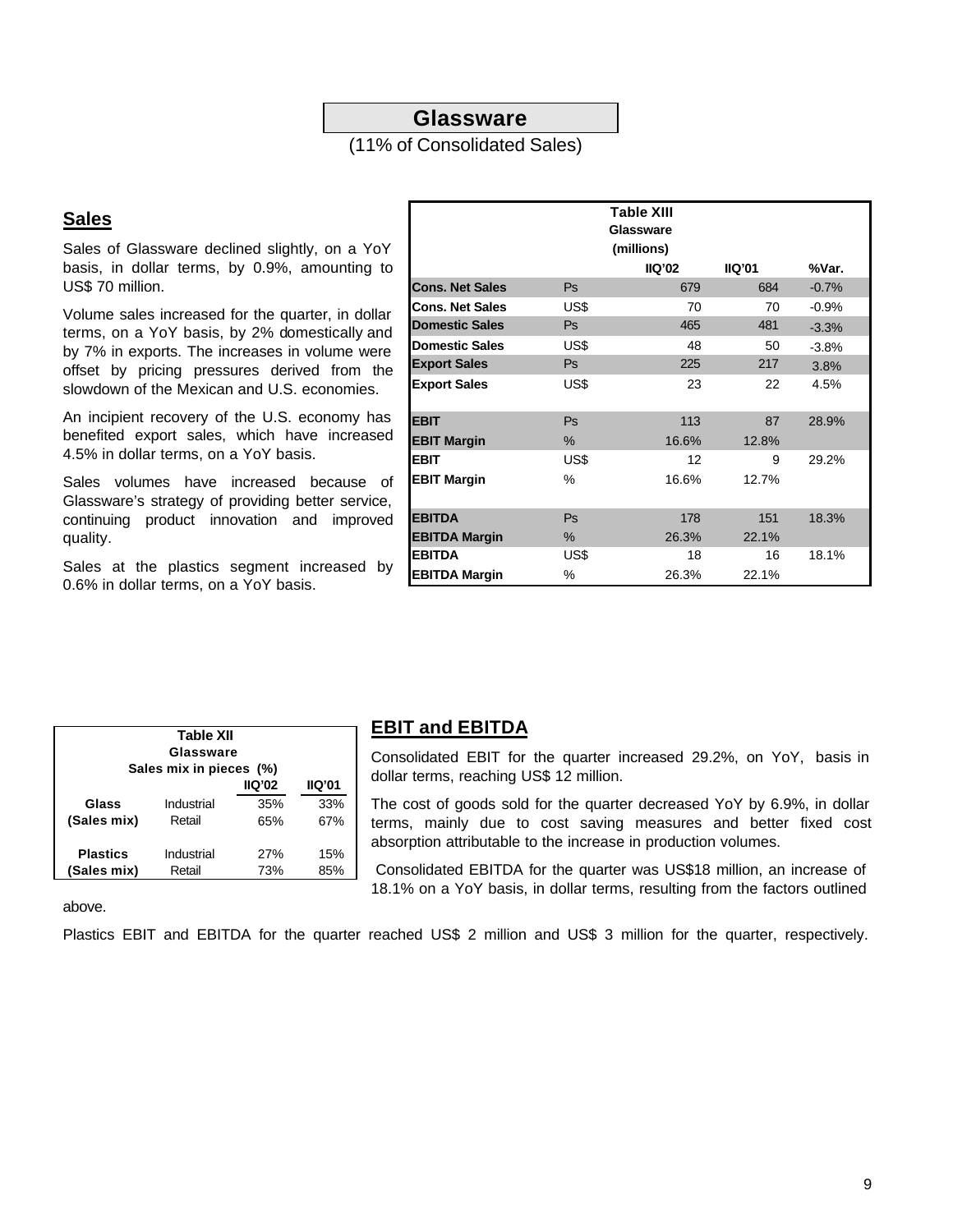# Glassware

(11% of Consolidated Sales)

## Sales

Sales of Glassware declined slightly, on a YoY basis, in dollar terms, by 0.9%, amounting to US$ 70 million.

Volume sales increased for the quarter, in dollar terms, on a YoY basis, by 2% domestically and by 7% in exports. The increases in volume were offset by pricing pressures derived from the slowdown of the Mexican and U.S. economies.

An incipient recovery of the U.S. economy has benefited export sales, which have increased 4.5% in dollar terms, on a YoY basis.

Sales volumes have increased because of Glassware's strategy of providing better service, continuing product innovation and improved quality.

Sales at the plastics segment increased by 0.6% in dollar terms, on a YoY basis.

**Table XIII**
**Glassware**
**(millions)**

| | | IIQ'02 | IIQ'01 | %Var. |
|---|---|---|---|---|
| **Cons. Net Sales** | Ps | 679 | 684 | -0.7% |
| **Cons. Net Sales** | US$ | 70 | 70 | -0.9% |
| **Domestic Sales** | Ps | 465 | 481 | -3.3% |
| **Domestic Sales** | US$ | 48 | 50 | -3.8% |
| **Export Sales** | Ps | 225 | 217 | 3.8% |
| **Export Sales** | US$ | 23 | 22 | 4.5% |
| **EBIT** | Ps | 113 | 87 | 28.9% |
| **EBIT Margin** | % | 16.6% | 12.8% | |
| **EBIT** | US$ | 12 | 9 | 29.2% |
| **EBIT Margin** | % | 16.6% | 12.7% | |
| **EBITDA** | Ps | 178 | 151 | 18.3% |
| **EBITDA Margin** | % | 26.3% | 22.1% | |
| **EBITDA** | US$ | 18 | 16 | 18.1% |
| **EBITDA Margin** | % | 26.3% | 22.1% | |

**Table XII**
**Glassware**
**Sales mix in pieces (%)**

| | | IIQ'02 | IIQ'01 |
|---|---|---|---|
| **Glass (Sales mix)** | Industrial | 35% | 33% |
| | Retail | 65% | 67% |
| **Plastics (Sales mix)** | Industrial | 27% | 15% |
| | Retail | 73% | 85% |

## EBIT and EBITDA

Consolidated EBIT for the quarter increased 29.2%, on YoY, basis in dollar terms, reaching US$ 12 million.

The cost of goods sold for the quarter decreased YoY by 6.9%, in dollar terms, mainly due to cost saving measures and better fixed cost absorption attributable to the increase in production volumes.

Consolidated EBITDA for the quarter was US$18 million, an increase of 18.1% on a YoY basis, in dollar terms, resulting from the factors outlined above.

Plastics EBIT and EBITDA for the quarter reached US$ 2 million and US$ 3 million for the quarter, respectively.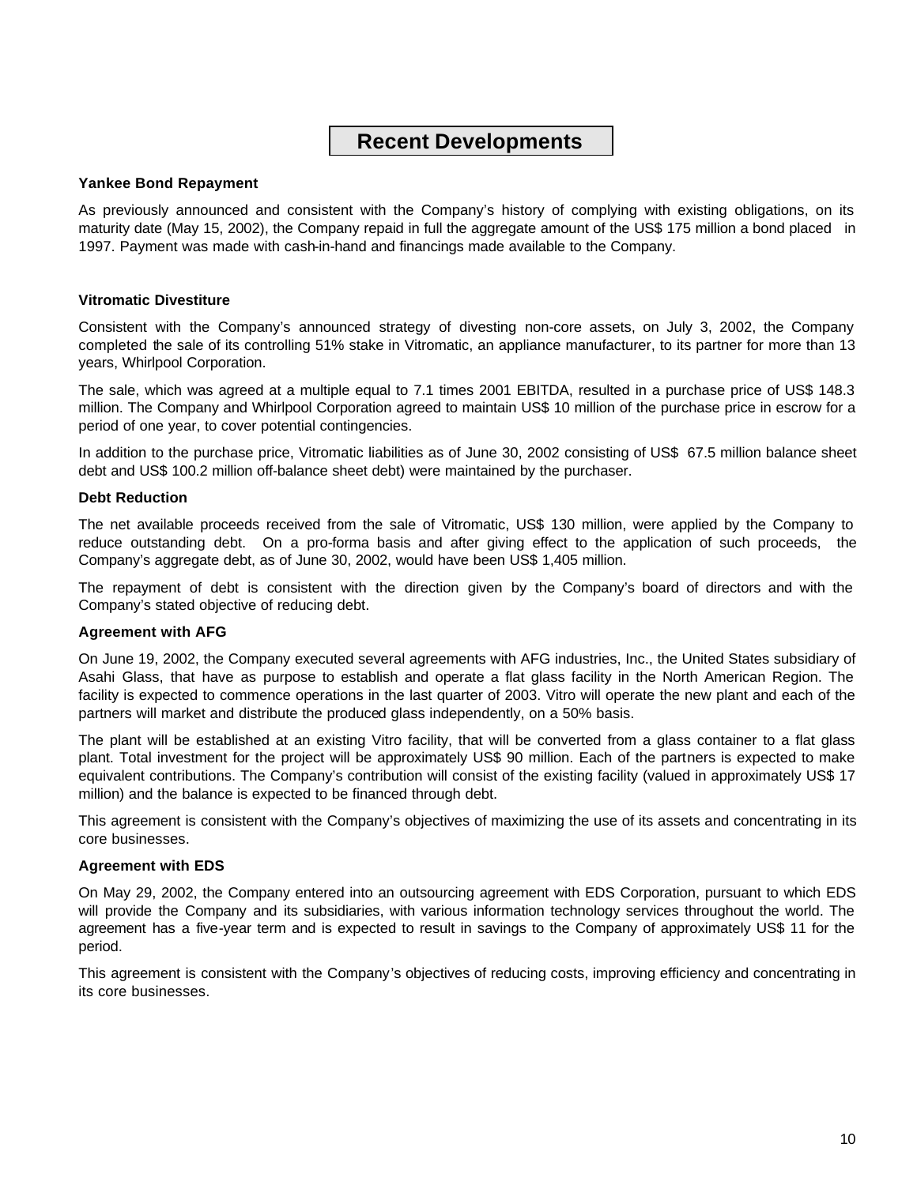# Recent Developments

**Yankee Bond Repayment**

As previously announced and consistent with the Company's history of complying with existing obligations, on its maturity date (May 15, 2002), the Company repaid in full the aggregate amount of the US$ 175 million a bond placed in 1997. Payment was made with cash-in-hand and financings made available to the Company.

**Vitromatic Divestiture**

Consistent with the Company's announced strategy of divesting non-core assets, on July 3, 2002, the Company completed the sale of its controlling 51% stake in Vitromatic, an appliance manufacturer, to its partner for more than 13 years, Whirlpool Corporation.

The sale, which was agreed at a multiple equal to 7.1 times 2001 EBITDA, resulted in a purchase price of US$ 148.3 million. The Company and Whirlpool Corporation agreed to maintain US$ 10 million of the purchase price in escrow for a period of one year, to cover potential contingencies.

In addition to the purchase price, Vitromatic liabilities as of June 30, 2002 consisting of US$ 67.5 million balance sheet debt and US$ 100.2 million off-balance sheet debt) were maintained by the purchaser.

**Debt Reduction**

The net available proceeds received from the sale of Vitromatic, US$ 130 million, were applied by the Company to reduce outstanding debt. On a pro-forma basis and after giving effect to the application of such proceeds, the Company's aggregate debt, as of June 30, 2002, would have been US$ 1,405 million.

The repayment of debt is consistent with the direction given by the Company's board of directors and with the Company's stated objective of reducing debt.

**Agreement with AFG**

On June 19, 2002, the Company executed several agreements with AFG industries, Inc., the United States subsidiary of Asahi Glass, that have as purpose to establish and operate a flat glass facility in the North American Region. The facility is expected to commence operations in the last quarter of 2003. Vitro will operate the new plant and each of the partners will market and distribute the produced glass independently, on a 50% basis.

The plant will be established at an existing Vitro facility, that will be converted from a glass container to a flat glass plant. Total investment for the project will be approximately US$ 90 million. Each of the partners is expected to make equivalent contributions. The Company's contribution will consist of the existing facility (valued in approximately US$ 17 million) and the balance is expected to be financed through debt.

This agreement is consistent with the Company's objectives of maximizing the use of its assets and concentrating in its core businesses.

**Agreement with EDS**

On May 29, 2002, the Company entered into an outsourcing agreement with EDS Corporation, pursuant to which EDS will provide the Company and its subsidiaries, with various information technology services throughout the world. The agreement has a five-year term and is expected to result in savings to the Company of approximately US$ 11 for the period.

This agreement is consistent with the Company's objectives of reducing costs, improving efficiency and concentrating in its core businesses.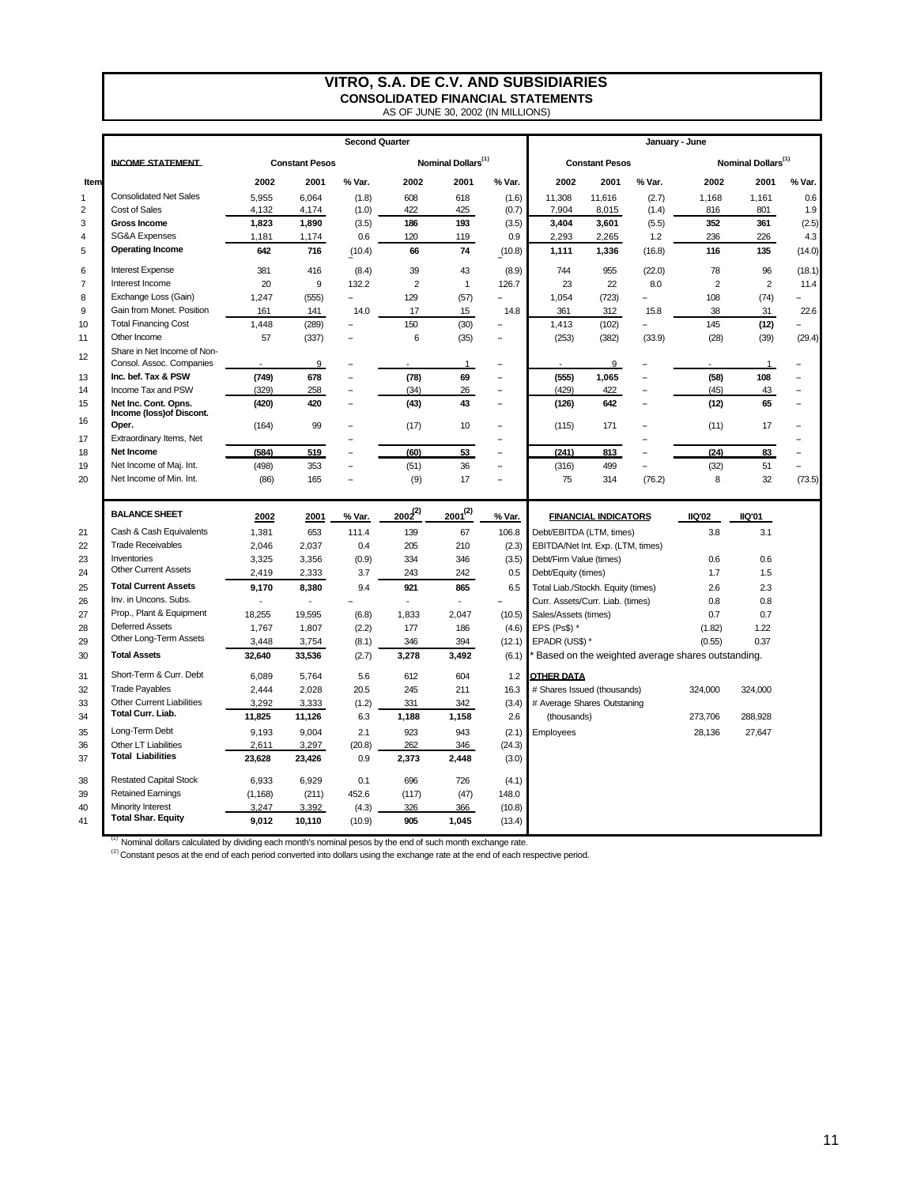# VITRO, S.A. DE C.V. AND SUBSIDIARIES

## CONSOLIDATED FINANCIAL STATEMENTS

AS OF JUNE 30, 2002 (IN MILLIONS)

| Item | INCOME STATEMENT | Second Quarter | | | | | | January - June | | | | | |
|---|---|---|---|---|---|---|---|---|---|---|---|---|---|
| | | Constant Pesos | | | Nominal Dollars[1] | | | Constant Pesos | | | Nominal Dollars[1] | | |
| | | 2002 | 2001 | % Var. | 2002 | 2001 | % Var. | 2002 | 2001 | % Var. | 2002 | 2001 | % Var. |
| 1 | Consolidated Net Sales | 5,955 | 6,064 | (1.8) | 608 | 618 | (1.6) | 11,308 | 11,616 | (2.7) | 1,168 | 1,161 | 0.6 |
| 2 | Cost of Sales | 4,132 | 4,174 | (1.0) | 422 | 425 | (0.7) | 7,904 | 8,015 | (1.4) | 816 | 801 | 1.9 |
| 3 | **Gross Income** | **1,823** | **1,890** | (3.5) | **186** | **193** | (3.5) | **3,404** | **3,601** | (5.5) | **352** | **361** | (2.5) |
| 4 | SG&A Expenses | 1,181 | 1,174 | 0.6 | 120 | 119 | 0.9 | 2,293 | 2,265 | 1.2 | 236 | 226 | 4.3 |
| 5 | **Operating Income** | **642** | **716** | (10.4) | **66** | **74** | (10.8) | **1,111** | **1,336** | (16.8) | **116** | **135** | (14.0) |
| 6 | Interest Expense | 381 | 416 | (8.4) | 39 | 43 | (8.9) | 744 | 955 | (22.0) | 78 | 96 | (18.1) |
| 7 | Interest Income | 20 | 9 | 132.2 | 2 | 1 | 126.7 | 23 | 22 | 8.0 | 2 | 2 | 11.4 |
| 8 | Exchange Loss (Gain) | 1,247 | (555) | – | 129 | (57) | – | 1,054 | (723) | – | 108 | (74) | – |
| 9 | Gain from Monet. Position | 161 | 141 | 14.0 | 17 | 15 | 14.8 | 361 | 312 | 15.8 | 38 | 31 | 22.6 |
| 10 | Total Financing Cost | 1,448 | (289) | – | 150 | (30) | – | 1,413 | (102) | – | 145 | **(12)** | – |
| 11 | Other Income | 57 | (337) | – | 6 | (35) | – | (253) | (382) | (33.9) | (28) | (39) | (29.4) |
| 12 | Share in Net Income of Non-Consol. Assoc. Companies | - | 9 | – | - | 1 | – | - | 9 | – | - | 1 | – |
| 13 | **Inc. bef. Tax & PSW** | **(749)** | **678** | – | **(78)** | **69** | – | **(555)** | **1,065** | – | **(58)** | **108** | – |
| 14 | Income Tax and PSW | (329) | 258 | – | (34) | 26 | – | (429) | 422 | – | (45) | 43 | – |
| 15 | **Net Inc. Cont. Opns.** | **(420)** | **420** | – | **(43)** | **43** | – | **(126)** | **642** | – | **(12)** | **65** | – |
| 16 | **Income (loss)of Discont. Oper.** | (164) | 99 | – | (17) | 10 | – | (115) | 171 | – | (11) | 17 | – |
| 17 | Extraordinary Items, Net | | | – | | | – | | | – | | | – |
| 18 | **Net Income** | **(584)** | **519** | – | **(60)** | **53** | – | **(241)** | **813** | – | **(24)** | **83** | – |
| 19 | Net Income of Maj. Int. | (498) | 353 | – | (51) | 36 | – | (316) | 499 | – | (32) | 51 | – |
| 20 | Net Income of Min. Int. | (86) | 165 | – | (9) | 17 | – | 75 | 314 | (76.2) | 8 | 32 | (73.5) |

| Item | BALANCE SHEET | 2002 | 2001 | % Var. | 2002[2] | 2001[2] | % Var. |
|---|---|---|---|---|---|---|---|
| 21 | Cash & Cash Equivalents | 1,381 | 653 | 111.4 | 139 | 67 | 106.8 |
| 22 | Trade Receivables | 2,046 | 2,037 | 0.4 | 205 | 210 | (2.3) |
| 23 | Inventories | 3,325 | 3,356 | (0.9) | 334 | 346 | (3.5) |
| 24 | Other Current Assets | 2,419 | 2,333 | 3.7 | 243 | 242 | 0.5 |
| 25 | **Total Current Assets** | **9,170** | **8,380** | 9.4 | **921** | **865** | 6.5 |
| 26 | Inv. in Uncons. Subs. | - | - | – | - | - | – |
| 27 | Prop., Plant & Equipment | 18,255 | 19,595 | (6.8) | 1,833 | 2,047 | (10.5) |
| 28 | Deferred Assets | 1,767 | 1,807 | (2.2) | 177 | 186 | (4.6) |
| 29 | Other Long-Term Assets | 3,448 | 3,754 | (8.1) | 346 | 394 | (12.1) |
| 30 | **Total Assets** | **32,640** | **33,536** | (2.7) | **3,278** | **3,492** | (6.1) |
| 31 | Short-Term & Curr. Debt | 6,089 | 5,764 | 5.6 | 612 | 604 | 1.2 |
| 32 | Trade Payables | 2,444 | 2,028 | 20.5 | 245 | 211 | 16.3 |
| 33 | Other Current Liabilities | 3,292 | 3,333 | (1.2) | 331 | 342 | (3.4) |
| 34 | **Total Curr. Liab.** | **11,825** | **11,126** | 6.3 | **1,188** | **1,158** | 2.6 |
| 35 | Long-Term Debt | 9,193 | 9,004 | 2.1 | 923 | 943 | (2.1) |
| 36 | Other LT Liabilities | 2,611 | 3,297 | (20.8) | 262 | 346 | (24.3) |
| 37 | **Total Liabilities** | **23,628** | **23,426** | 0.9 | **2,373** | **2,448** | (3.0) |
| 38 | Restated Capital Stock | 6,933 | 6,929 | 0.1 | 696 | 726 | (4.1) |
| 39 | Retained Earnings | (1,168) | (211) | 452.6 | (117) | (47) | 148.0 |
| 40 | Minority Interest | 3,247 | 3,392 | (4.3) | 326 | 366 | (10.8) |
| 41 | **Total Shar. Equity** | **9,012** | **10,110** | (10.9) | **905** | **1,045** | (13.4) |

| FINANCIAL INDICATORS | IIQ'02 | IIQ'01 |
|---|---|---|
| Debt/EBITDA (LTM, times) | 3.8 | 3.1 |
| EBITDA/Net Int. Exp. (LTM, times) | | |
| Debt/Firm Value (times) | 0.6 | 0.6 |
| Debt/Equity (times) | 1.7 | 1.5 |
| Total Liab./Stockh. Equity (times) | 2.6 | 2.3 |
| Curr. Assets/Curr. Liab. (times) | 0.8 | 0.8 |
| Sales/Assets (times) | 0.7 | 0.7 |
| EPS (Ps$) * | (1.82) | 1.22 |
| EPADR (US$) * | (0.55) | 0.37 |

\* Based on the weighted average shares outstanding.

| OTHER DATA | | |
|---|---|---|
| # Shares Issued (thousands) | 324,000 | 324,000 |
| # Average Shares Outstaning (thousands) | 273,706 | 288,928 |
| Employees | 28,136 | 27,647 |

(1) Nominal dollars calculated by dividing each month's nominal pesos by the end of such month exchange rate.

(2) Constant pesos at the end of each period converted into dollars using the exchange rate at the end of each respective period.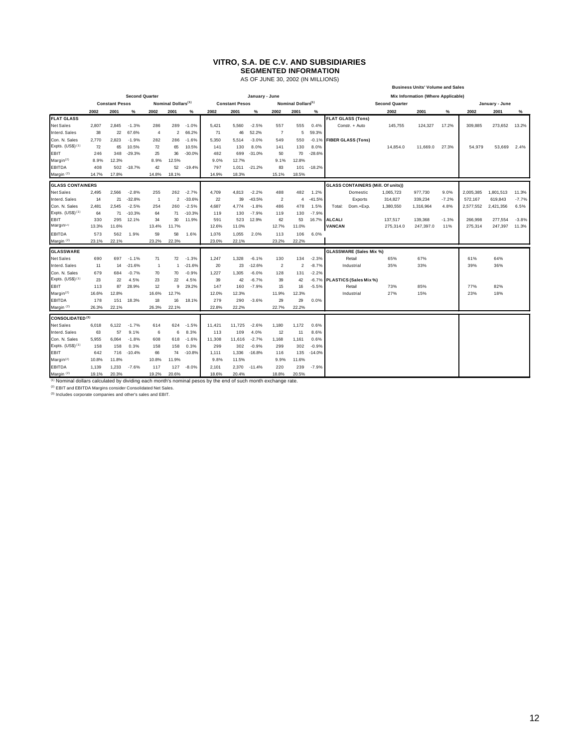# VITRO, S.A. DE C.V. AND SUBSIDIARIES

## SEGMENTED INFORMATION

AS OF JUNE 30, 2002 (IN MILLIONS)

| | Second Quarter | | | | | | January - June | | | | | |
|---|---|---|---|---|---|---|---|---|---|---|---|---|
| | Constant Pesos | | | Nominal Dollars(1) | | | Constant Pesos | | | Nominal Dollars(1) | | |
| | 2002 | 2001 | % | 2002 | 2001 | % | 2002 | 2001 | % | 2002 | 2001 | % |
| **FLAT GLASS** | | | | | | | | | | | | |
| Net Sales | 2,807 | 2,845 | -1.3% | 286 | 289 | -1.0% | 5,421 | 5,560 | -2.5% | 557 | 555 | 0.4% |
| Interd. Sales | 38 | 22 | 67.6% | 4 | 2 | 66.2% | 71 | 46 | 52.2% | 7 | 5 | 59.3% |
| Con. N. Sales | 2,770 | 2,823 | -1.9% | 282 | 286 | -1.6% | 5,350 | 5,514 | -3.0% | 549 | 550 | -0.1% |
| Expts. (US$)(1) | 72 | 65 | 10.5% | 72 | 65 | 10.5% | 141 | 130 | 8.0% | 141 | 130 | 8.0% |
| EBIT | 246 | 348 | -29.3% | 25 | 36 | -30.0% | 482 | 699 | -31.0% | 50 | 70 | -28.6% |
| Margin(2) | 8.9% | 12.3% | | 8.9% | 12.5% | | 9.0% | 12.7% | | 9.1% | 12.8% | |
| EBITDA | 408 | 502 | -18.7% | 42 | 52 | -19.4% | 797 | 1,011 | -21.2% | 83 | 101 | -18.2% |
| Margin (2) | 14.7% | 17.8% | | 14.8% | 18.1% | | 14.9% | 18.3% | | 15.1% | 18.5% | |
| **GLASS CONTAINERS** | | | | | | | | | | | | |
| Net Sales | 2,495 | 2,566 | -2.8% | 255 | 262 | -2.7% | 4,709 | 4,813 | -2.2% | 488 | 482 | 1.2% |
| Interd. Sales | 14 | 21 | -32.8% | 1 | 2 | -33.6% | 22 | 39 | -43.5% | 2 | 4 | -41.5% |
| Con. N. Sales | 2,481 | 2,545 | -2.5% | 254 | 260 | -2.5% | 4,687 | 4,774 | -1.8% | 486 | 478 | 1.5% |
| Expts. (US$)(1) | 64 | 71 | -10.3% | 64 | 71 | -10.3% | 119 | 130 | -7.9% | 119 | 130 | -7.9% |
| EBIT | 330 | 295 | 12.1% | 34 | 30 | 11.9% | 591 | 523 | 12.9% | 62 | 53 | 16.7% |
| Margin(2) | 13.3% | 11.6% | | 13.4% | 11.7% | | 12.6% | 11.0% | | 12.7% | 11.0% | |
| EBITDA | 573 | 562 | 1.9% | 59 | 58 | 1.6% | 1,076 | 1,055 | 2.0% | 113 | 106 | 6.0% |
| Margin (2) | 23.1% | 22.1% | | 23.2% | 22.3% | | 23.0% | 22.1% | | 23.2% | 22.2% | |
| **GLASSWARE** | | | | | | | | | | | | |
| Net Sales | 690 | 697 | -1.1% | 71 | 72 | -1.3% | 1,247 | 1,328 | -6.1% | 130 | 134 | -2.3% |
| Interd. Sales | 11 | 14 | -21.6% | 1 | 1 | -21.6% | 20 | 23 | -12.6% | 2 | 2 | -8.7% |
| Con. N. Sales | 679 | 684 | -0.7% | 70 | 70 | -0.9% | 1,227 | 1,305 | -6.0% | 128 | 131 | -2.2% |
| Expts. (US$)(1) | 23 | 22 | 4.5% | 23 | 22 | 4.5% | 39 | 42 | -6.7% | 39 | 42 | -6.7% |
| EBIT | 113 | 87 | 28.9% | 12 | 9 | 29.2% | 147 | 160 | -7.9% | 15 | 16 | -5.5% |
| Margin(2) | 16.6% | 12.8% | | 16.6% | 12.7% | | 12.0% | 12.3% | | 11.9% | 12.3% | |
| EBITDA | 178 | 151 | 18.3% | 18 | 16 | 18.1% | 279 | 290 | -3.6% | 29 | 29 | 0.0% |
| Margin (2) | 26.3% | 22.1% | | 26.3% | 22.1% | | 22.8% | 22.2% | | 22.7% | 22.2% | |
| **CONSOLIDATED(3)** | | | | | | | | | | | | |
| Net Sales | 6,018 | 6,122 | -1.7% | 614 | 624 | -1.5% | 11,421 | 11,725 | -2.6% | 1,180 | 1,172 | 0.6% |
| Interd. Sales | 63 | 57 | 9.1% | 6 | 6 | 8.3% | 113 | 109 | 4.0% | 12 | 11 | 8.6% |
| Con. N. Sales | 5,955 | 6,064 | -1.8% | 608 | 618 | -1.6% | 11,308 | 11,616 | -2.7% | 1,168 | 1,161 | 0.6% |
| Expts. (US$)(1) | 158 | 158 | 0.3% | 158 | 158 | 0.3% | 299 | 302 | -0.9% | 299 | 302 | -0.9% |
| EBIT | 642 | 716 | -10.4% | 66 | 74 | -10.8% | 1,111 | 1,336 | -16.8% | 116 | 135 | -14.0% |
| Margin(2) | 10.8% | 11.8% | | 10.8% | 11.9% | | 9.8% | 11.5% | | 9.9% | 11.6% | |
| EBITDA | 1,139 | 1,233 | -7.6% | 117 | 127 | -8.0% | 2,101 | 2,370 | -11.4% | 220 | 239 | -7.9% |
| Margin (2) | 19.1% | 20.3% | | 19.2% | 20.6% | | 18.6% | 20.4% | | 18.8% | 20.5% | |

**Business Units' Volume and Sales Mix Information (Where Applicable)**

| | Second Quarter | | | January - June | | |
|---|---|---|---|---|---|---|
| | 2002 | 2001 | % | 2002 | 2001 | % |
| **FLAT GLASS (Tons)** | | | | | | |
| Constr. + Auto | 145,755 | 124,327 | 17.2% | 309,885 | 273,652 | 13.2% |
| **FIBER GLASS (Tons)** | 14,854.0 | 11,669.0 | 27.3% | 54,979 | 53,669 | 2.4% |
| **GLASS CONTAINERS (Mill. Of units))** | | | | | | |
| Domestic | 1,065,723 | 977,730 | 9.0% | 2,005,385 | 1,801,513 | 11.3% |
| Exports | 314,827 | 339,234 | -7.2% | 572,167 | 619,843 | -7.7% |
| Total: Dom.+Exp. | 1,380,550 | 1,316,964 | 4.8% | 2,577,552 | 2,421,356 | 6.5% |
| **ALCALI** | 137,517 | 139,368 | -1.3% | 266,998 | 277,554 | -3.8% |
| **VANCAN** | 275,314.0 | 247,397.0 | 11% | 275,314 | 247,397 | 11.3% |
| **GLASSWARE (Sales Mix %)** | | | | | | |
| Retail | 65% | 67% | | 61% | 64% | |
| Industrial | 35% | 33% | | 39% | 36% | |
| **PLASTICS (Sales Mix %)** | | | | | | |
| Retail | 73% | 85% | | 77% | 82% | |
| Industrial | 27% | 15% | | 23% | 18% | |

(1) Nominal dollars calculated by dividing each month's nominal pesos by the end of such month exchange rate.

(2) EBIT and EBITDA Margins consider Consolidated Net Sales.

(3) Includes corporate companies and other's sales and EBIT.